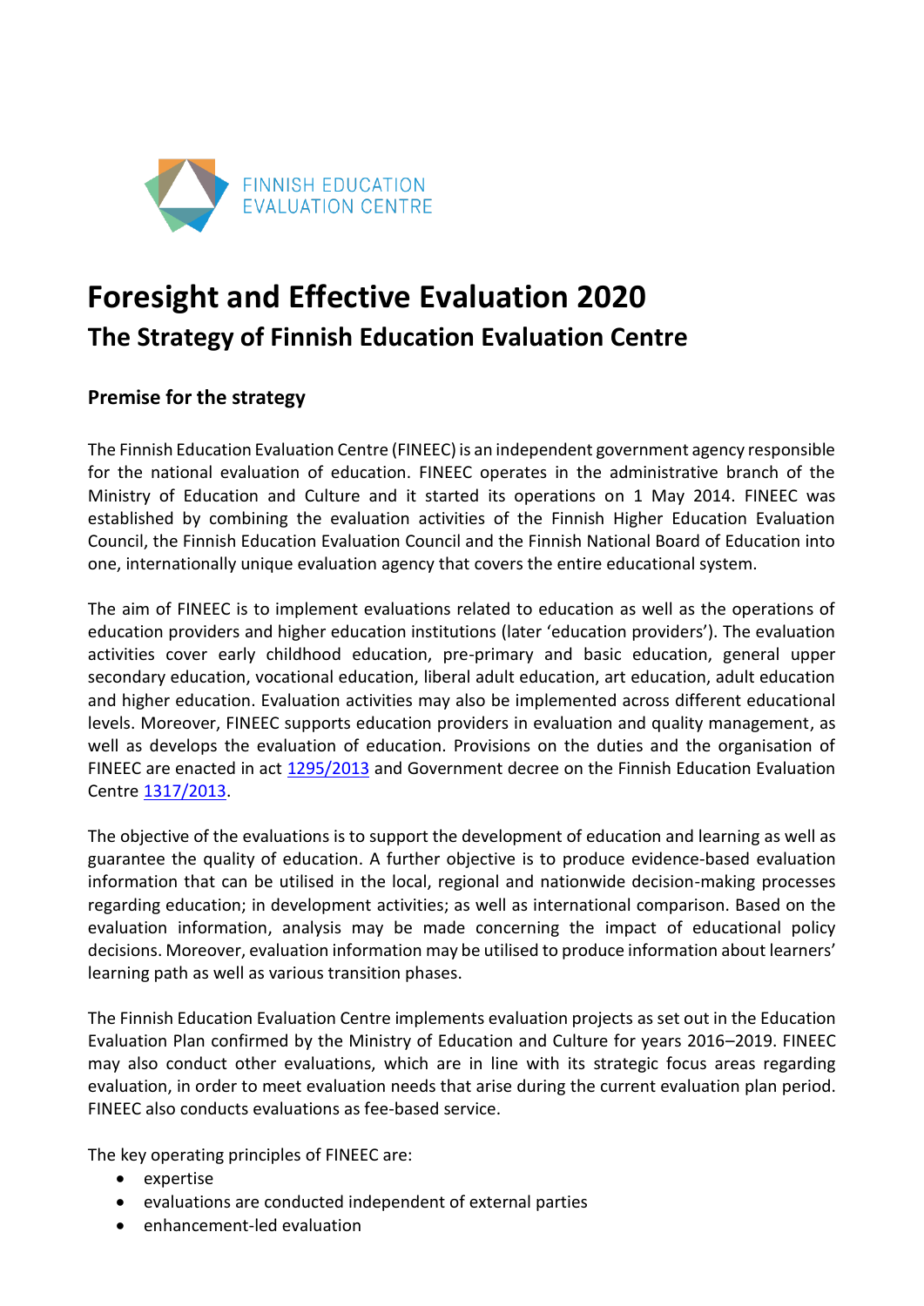FINNISH EDUCATION EVALUATION CENTRE

# Foresight and Effective Evaluation 2020

## The Strategy of Finnish Education Evaluation Centre

### Premise for the strategy

The Finnish Education Evaluation Centre (FINEEC) is an independent government agency responsible for the national evaluation of education. FINEEC operates in the administrative branch of the Ministry of Education and Culture and it started its operations on 1 May 2014. FINEEC was established by combining the evaluation activities of the Finnish Higher Education Evaluation Council, the Finnish Education Evaluation Council and the Finnish National Board of Education into one, internationally unique evaluation agency that covers the entire educational system.

The aim of FINEEC is to implement evaluations related to education as well as the operations of education providers and higher education institutions (later 'education providers'). The evaluation activities cover early childhood education, pre-primary and basic education, general upper secondary education, vocational education, liberal adult education, art education, adult education and higher education. Evaluation activities may also be implemented across different educational levels. Moreover, FINEEC supports education providers in evaluation and quality management, as well as develops the evaluation of education. Provisions on the duties and the organisation of FINEEC are enacted in act 1295/2013 and Government decree on the Finnish Education Evaluation Centre 1317/2013.

The objective of the evaluations is to support the development of education and learning as well as guarantee the quality of education. A further objective is to produce evidence-based evaluation information that can be utilised in the local, regional and nationwide decision-making processes regarding education; in development activities; as well as international comparison. Based on the evaluation information, analysis may be made concerning the impact of educational policy decisions. Moreover, evaluation information may be utilised to produce information about learners' learning path as well as various transition phases.

The Finnish Education Evaluation Centre implements evaluation projects as set out in the Education Evaluation Plan confirmed by the Ministry of Education and Culture for years 2016–2019. FINEEC may also conduct other evaluations, which are in line with its strategic focus areas regarding evaluation, in order to meet evaluation needs that arise during the current evaluation plan period. FINEEC also conducts evaluations as fee-based service.

The key operating principles of FINEEC are:

- expertise
- evaluations are conducted independent of external parties
- enhancement-led evaluation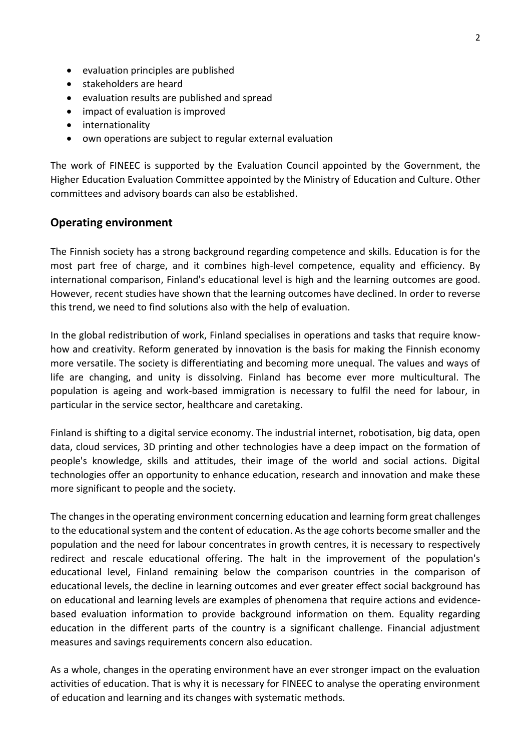- evaluation principles are published
- stakeholders are heard
- evaluation results are published and spread
- impact of evaluation is improved
- internationality
- own operations are subject to regular external evaluation

The work of FINEEC is supported by the Evaluation Council appointed by the Government, the Higher Education Evaluation Committee appointed by the Ministry of Education and Culture. Other committees and advisory boards can also be established.

## Operating environment

The Finnish society has a strong background regarding competence and skills. Education is for the most part free of charge, and it combines high-level competence, equality and efficiency. By international comparison, Finland's educational level is high and the learning outcomes are good. However, recent studies have shown that the learning outcomes have declined. In order to reverse this trend, we need to find solutions also with the help of evaluation.

In the global redistribution of work, Finland specialises in operations and tasks that require know-how and creativity. Reform generated by innovation is the basis for making the Finnish economy more versatile. The society is differentiating and becoming more unequal. The values and ways of life are changing, and unity is dissolving. Finland has become ever more multicultural. The population is ageing and work-based immigration is necessary to fulfil the need for labour, in particular in the service sector, healthcare and caretaking.

Finland is shifting to a digital service economy. The industrial internet, robotisation, big data, open data, cloud services, 3D printing and other technologies have a deep impact on the formation of people's knowledge, skills and attitudes, their image of the world and social actions. Digital technologies offer an opportunity to enhance education, research and innovation and make these more significant to people and the society.

The changes in the operating environment concerning education and learning form great challenges to the educational system and the content of education. As the age cohorts become smaller and the population and the need for labour concentrates in growth centres, it is necessary to respectively redirect and rescale educational offering. The halt in the improvement of the population's educational level, Finland remaining below the comparison countries in the comparison of educational levels, the decline in learning outcomes and ever greater effect social background has on educational and learning levels are examples of phenomena that require actions and evidence-based evaluation information to provide background information on them. Equality regarding education in the different parts of the country is a significant challenge. Financial adjustment measures and savings requirements concern also education.

As a whole, changes in the operating environment have an ever stronger impact on the evaluation activities of education. That is why it is necessary for FINEEC to analyse the operating environment of education and learning and its changes with systematic methods.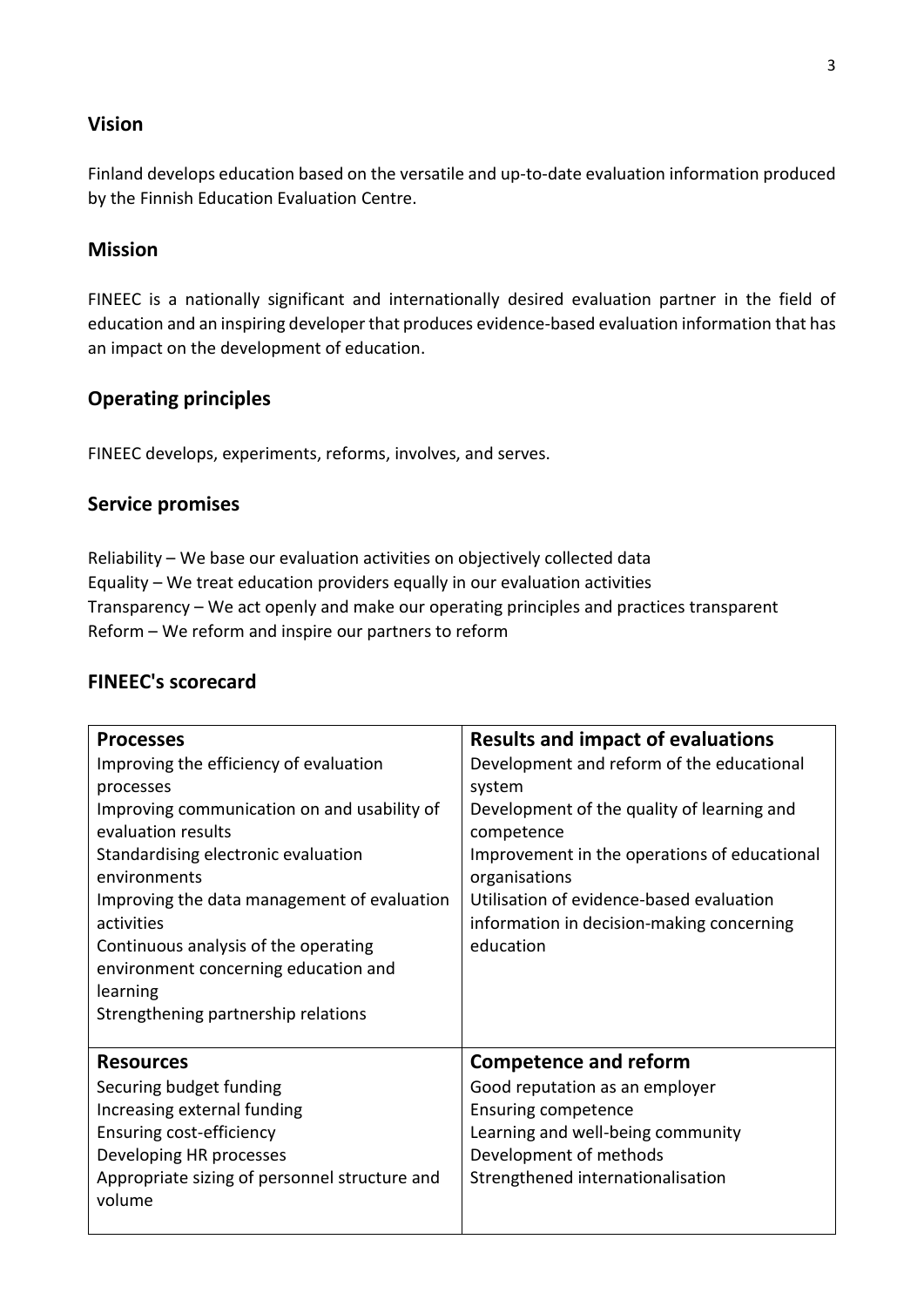## Vision

Finland develops education based on the versatile and up-to-date evaluation information produced by the Finnish Education Evaluation Centre.

## Mission

FINEEC is a nationally significant and internationally desired evaluation partner in the field of education and an inspiring developer that produces evidence-based evaluation information that has an impact on the development of education.

## Operating principles

FINEEC develops, experiments, reforms, involves, and serves.

## Service promises

Reliability – We base our evaluation activities on objectively collected data
Equality – We treat education providers equally in our evaluation activities
Transparency – We act openly and make our operating principles and practices transparent
Reform – We reform and inspire our partners to reform

## FINEEC's scorecard

| **Processes** | **Results and impact of evaluations** |
|---|---|
| Improving the efficiency of evaluation processes<br>Improving communication on and usability of evaluation results<br>Standardising electronic evaluation environments<br>Improving the data management of evaluation activities<br>Continuous analysis of the operating environment concerning education and learning<br>Strengthening partnership relations | Development and reform of the educational system<br>Development of the quality of learning and competence<br>Improvement in the operations of educational organisations<br>Utilisation of evidence-based evaluation information in decision-making concerning education |
| **Resources** | **Competence and reform** |
| Securing budget funding<br>Increasing external funding<br>Ensuring cost-efficiency<br>Developing HR processes<br>Appropriate sizing of personnel structure and volume | Good reputation as an employer<br>Ensuring competence<br>Learning and well-being community<br>Development of methods<br>Strengthened internationalisation |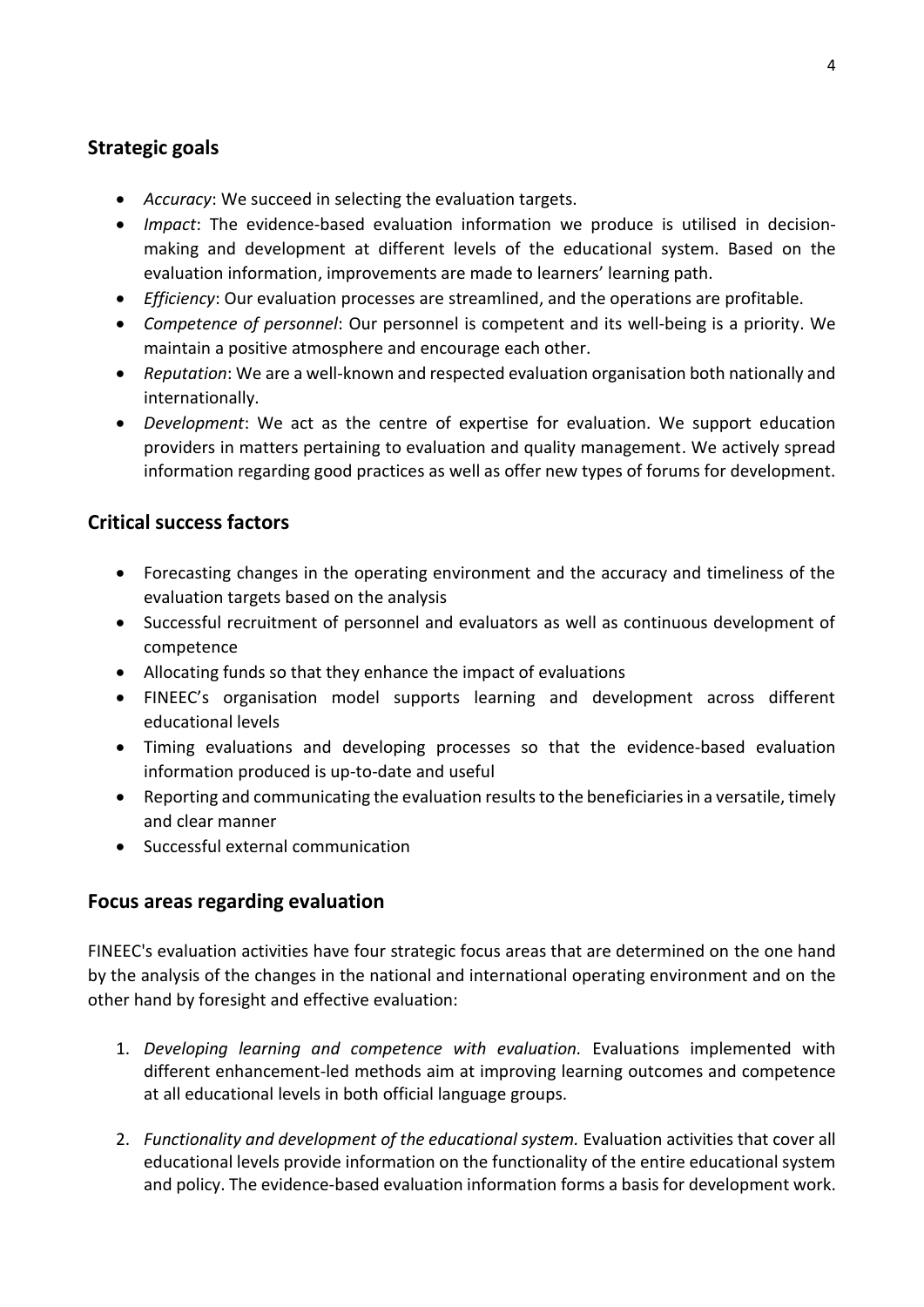## Strategic goals

- *Accuracy*: We succeed in selecting the evaluation targets.
- *Impact*: The evidence-based evaluation information we produce is utilised in decision-making and development at different levels of the educational system. Based on the evaluation information, improvements are made to learners' learning path.
- *Efficiency*: Our evaluation processes are streamlined, and the operations are profitable.
- *Competence of personnel*: Our personnel is competent and its well-being is a priority. We maintain a positive atmosphere and encourage each other.
- *Reputation*: We are a well-known and respected evaluation organisation both nationally and internationally.
- *Development*: We act as the centre of expertise for evaluation. We support education providers in matters pertaining to evaluation and quality management. We actively spread information regarding good practices as well as offer new types of forums for development.

## Critical success factors

- Forecasting changes in the operating environment and the accuracy and timeliness of the evaluation targets based on the analysis
- Successful recruitment of personnel and evaluators as well as continuous development of competence
- Allocating funds so that they enhance the impact of evaluations
- FINEEC's organisation model supports learning and development across different educational levels
- Timing evaluations and developing processes so that the evidence-based evaluation information produced is up-to-date and useful
- Reporting and communicating the evaluation results to the beneficiaries in a versatile, timely and clear manner
- Successful external communication

## Focus areas regarding evaluation

FINEEC's evaluation activities have four strategic focus areas that are determined on the one hand by the analysis of the changes in the national and international operating environment and on the other hand by foresight and effective evaluation:

1. *Developing learning and competence with evaluation.* Evaluations implemented with different enhancement-led methods aim at improving learning outcomes and competence at all educational levels in both official language groups.

2. *Functionality and development of the educational system.* Evaluation activities that cover all educational levels provide information on the functionality of the entire educational system and policy. The evidence-based evaluation information forms a basis for development work.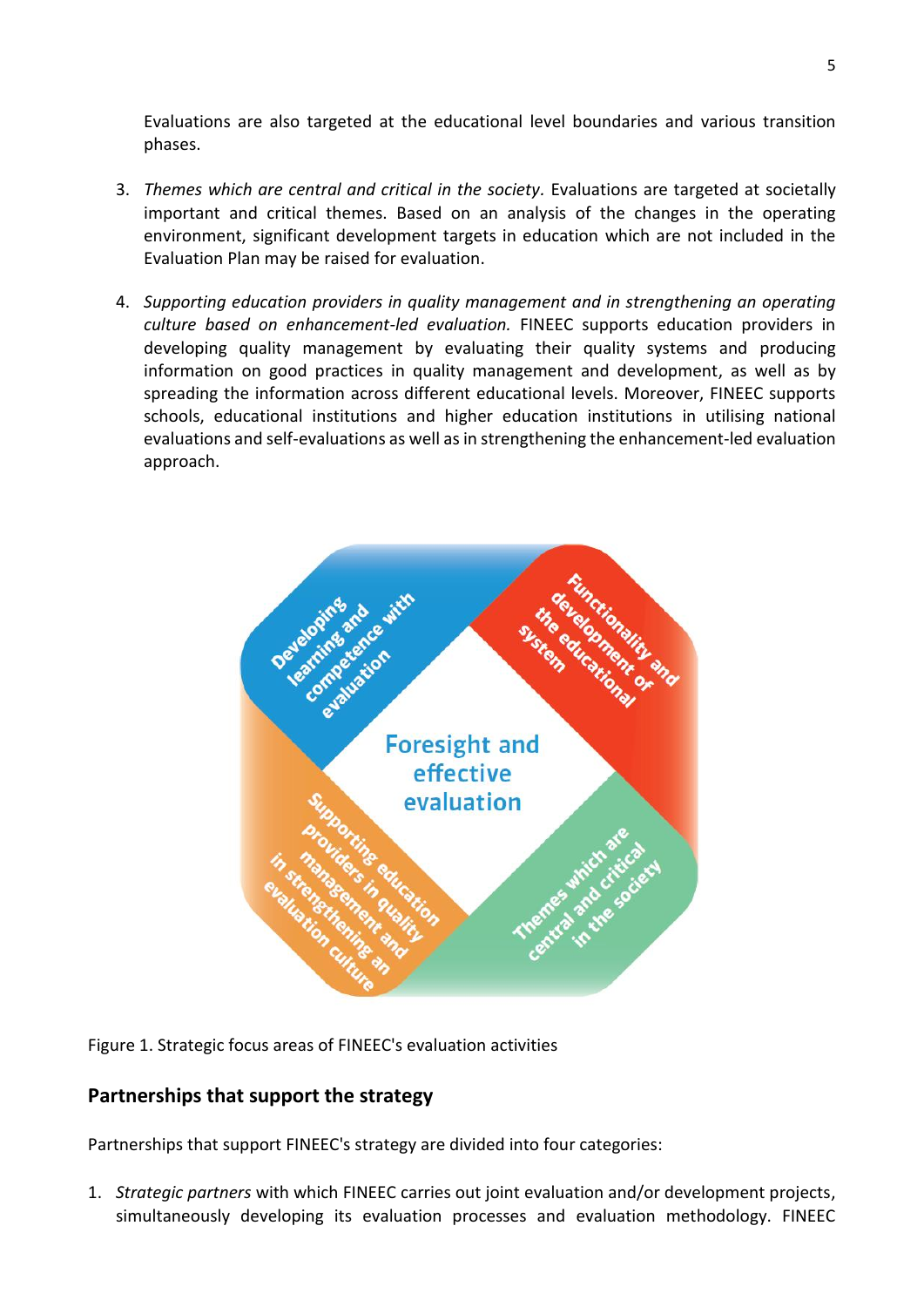Evaluations are also targeted at the educational level boundaries and various transition phases.

3. *Themes which are central and critical in the society.* Evaluations are targeted at societally important and critical themes. Based on an analysis of the changes in the operating environment, significant development targets in education which are not included in the Evaluation Plan may be raised for evaluation.

4. *Supporting education providers in quality management and in strengthening an operating culture based on enhancement-led evaluation.* FINEEC supports education providers in developing quality management by evaluating their quality systems and producing information on good practices in quality management and development, as well as by spreading the information across different educational levels. Moreover, FINEEC supports schools, educational institutions and higher education institutions in utilising national evaluations and self-evaluations as well as in strengthening the enhancement-led evaluation approach.

Developing learning and competence with evaluation

Functionality and development of the educational system

Foresight and effective evaluation

Supporting education providers in quality management and in strengthening an evaluation culture

Themes which are central and critical in the society

Figure 1. Strategic focus areas of FINEEC's evaluation activities

## Partnerships that support the strategy

Partnerships that support FINEEC's strategy are divided into four categories:

1. *Strategic partners* with which FINEEC carries out joint evaluation and/or development projects, simultaneously developing its evaluation processes and evaluation methodology. FINEEC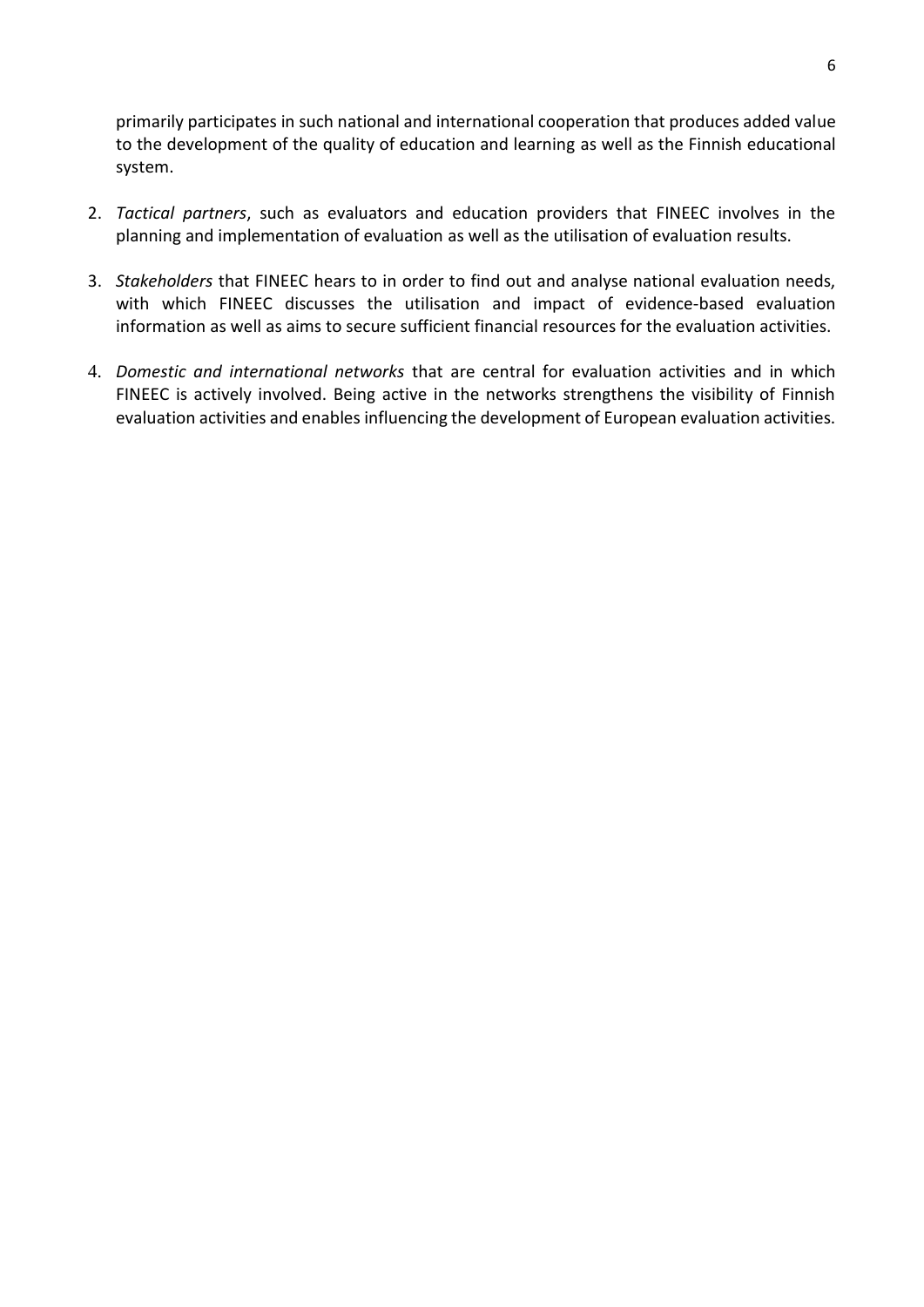primarily participates in such national and international cooperation that produces added value to the development of the quality of education and learning as well as the Finnish educational system.

2. *Tactical partners*, such as evaluators and education providers that FINEEC involves in the planning and implementation of evaluation as well as the utilisation of evaluation results.

3. *Stakeholders* that FINEEC hears to in order to find out and analyse national evaluation needs, with which FINEEC discusses the utilisation and impact of evidence-based evaluation information as well as aims to secure sufficient financial resources for the evaluation activities.

4. *Domestic and international networks* that are central for evaluation activities and in which FINEEC is actively involved. Being active in the networks strengthens the visibility of Finnish evaluation activities and enables influencing the development of European evaluation activities.